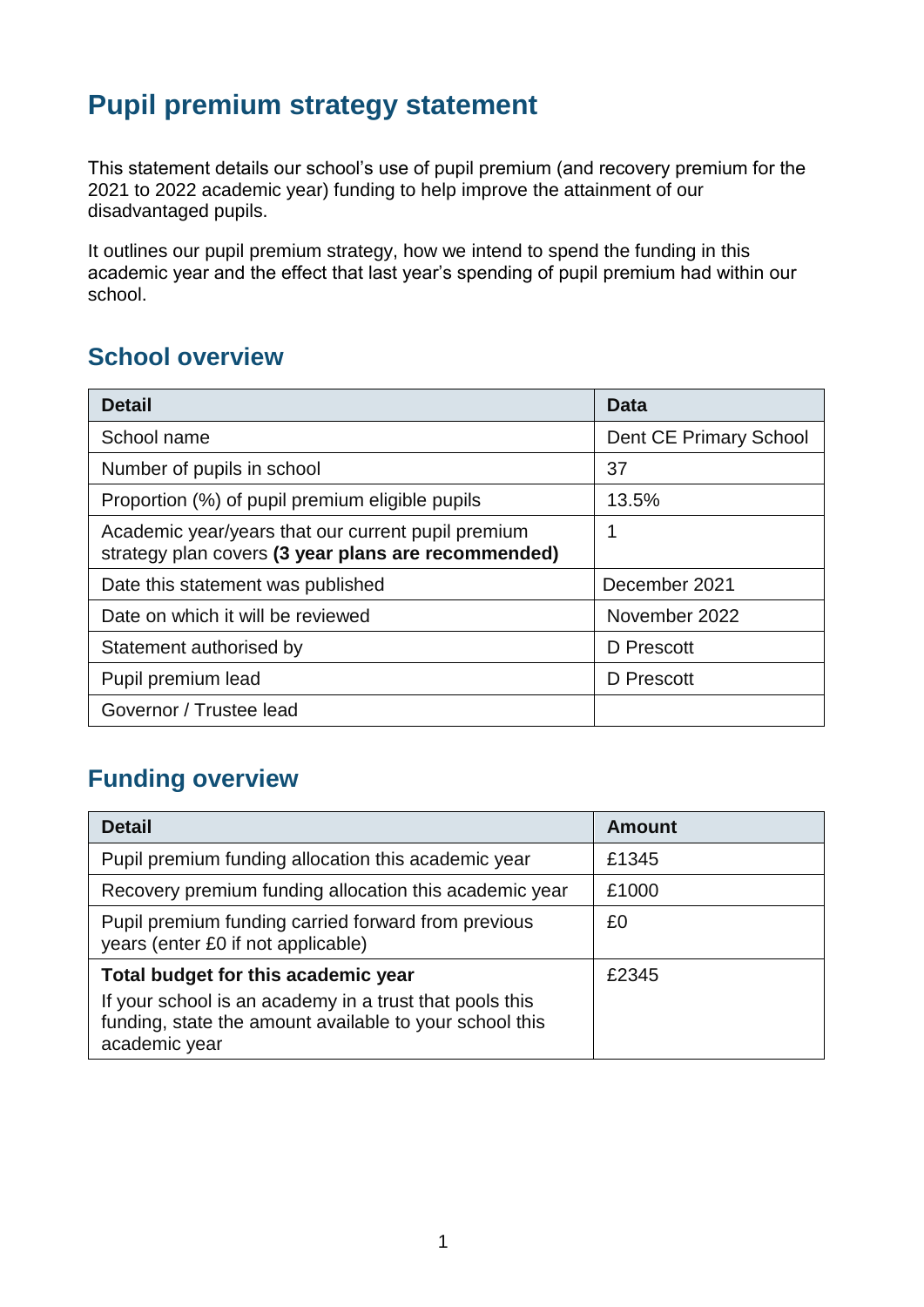# Pupil premium strategy statement

This statement details our school's use of pupil premium (and recovery premium for the 2021 to 2022 academic year) funding to help improve the attainment of our disadvantaged pupils.

It outlines our pupil premium strategy, how we intend to spend the funding in this academic year and the effect that last year's spending of pupil premium had within our school.

## School overview

| Detail | Data |
|---|---|
| School name | Dent CE Primary School |
| Number of pupils in school | 37 |
| Proportion (%) of pupil premium eligible pupils | 13.5% |
| Academic year/years that our current pupil premium strategy plan covers **(3 year plans are recommended)** | 1 |
| Date this statement was published | December 2021 |
| Date on which it will be reviewed | November 2022 |
| Statement authorised by | D Prescott |
| Pupil premium lead | D Prescott |
| Governor / Trustee lead | |

## Funding overview

| Detail | Amount |
|---|---|
| Pupil premium funding allocation this academic year | £1345 |
| Recovery premium funding allocation this academic year | £1000 |
| Pupil premium funding carried forward from previous years (enter £0 if not applicable) | £0 |
| **Total budget for this academic year** If your school is an academy in a trust that pools this funding, state the amount available to your school this academic year | £2345 |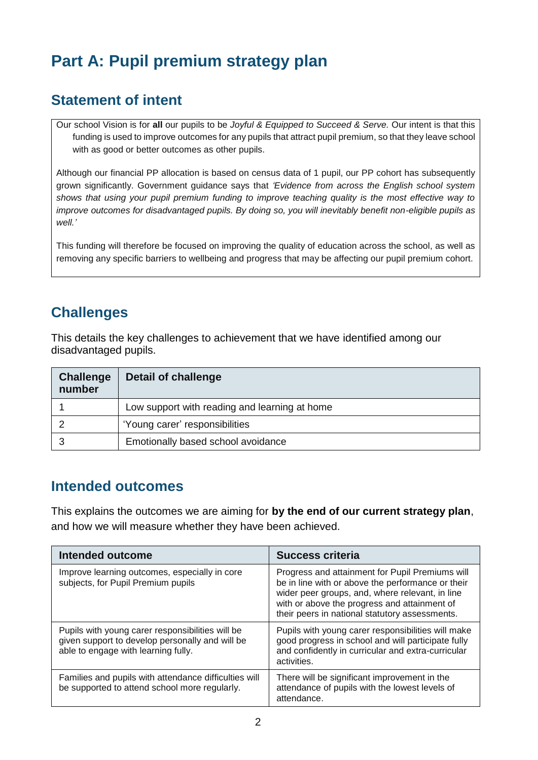# Part A: Pupil premium strategy plan

## Statement of intent

Our school Vision is for **all** our pupils to be *Joyful & Equipped to Succeed & Serve.* Our intent is that this funding is used to improve outcomes for any pupils that attract pupil premium, so that they leave school with as good or better outcomes as other pupils.

Although our financial PP allocation is based on census data of 1 pupil, our PP cohort has subsequently grown significantly. Government guidance says that *'Evidence from across the English school system shows that using your pupil premium funding to improve teaching quality is the most effective way to improve outcomes for disadvantaged pupils. By doing so, you will inevitably benefit non-eligible pupils as well.'*

This funding will therefore be focused on improving the quality of education across the school, as well as removing any specific barriers to wellbeing and progress that may be affecting our pupil premium cohort.

## Challenges

This details the key challenges to achievement that we have identified among our disadvantaged pupils.

| Challenge number | Detail of challenge |
|---|---|
| 1 | Low support with reading and learning at home |
| 2 | 'Young carer' responsibilities |
| 3 | Emotionally based school avoidance |

## Intended outcomes

This explains the outcomes we are aiming for **by the end of our current strategy plan**, and how we will measure whether they have been achieved.

| Intended outcome | Success criteria |
|---|---|
| Improve learning outcomes, especially in core subjects, for Pupil Premium pupils | Progress and attainment for Pupil Premiums will be in line with or above the performance or their wider peer groups, and, where relevant, in line with or above the progress and attainment of their peers in national statutory assessments. |
| Pupils with young carer responsibilities will be given support to develop personally and will be able to engage with learning fully. | Pupils with young carer responsibilities will make good progress in school and will participate fully and confidently in curricular and extra-curricular activities. |
| Families and pupils with attendance difficulties will be supported to attend school more regularly. | There will be significant improvement in the attendance of pupils with the lowest levels of attendance. |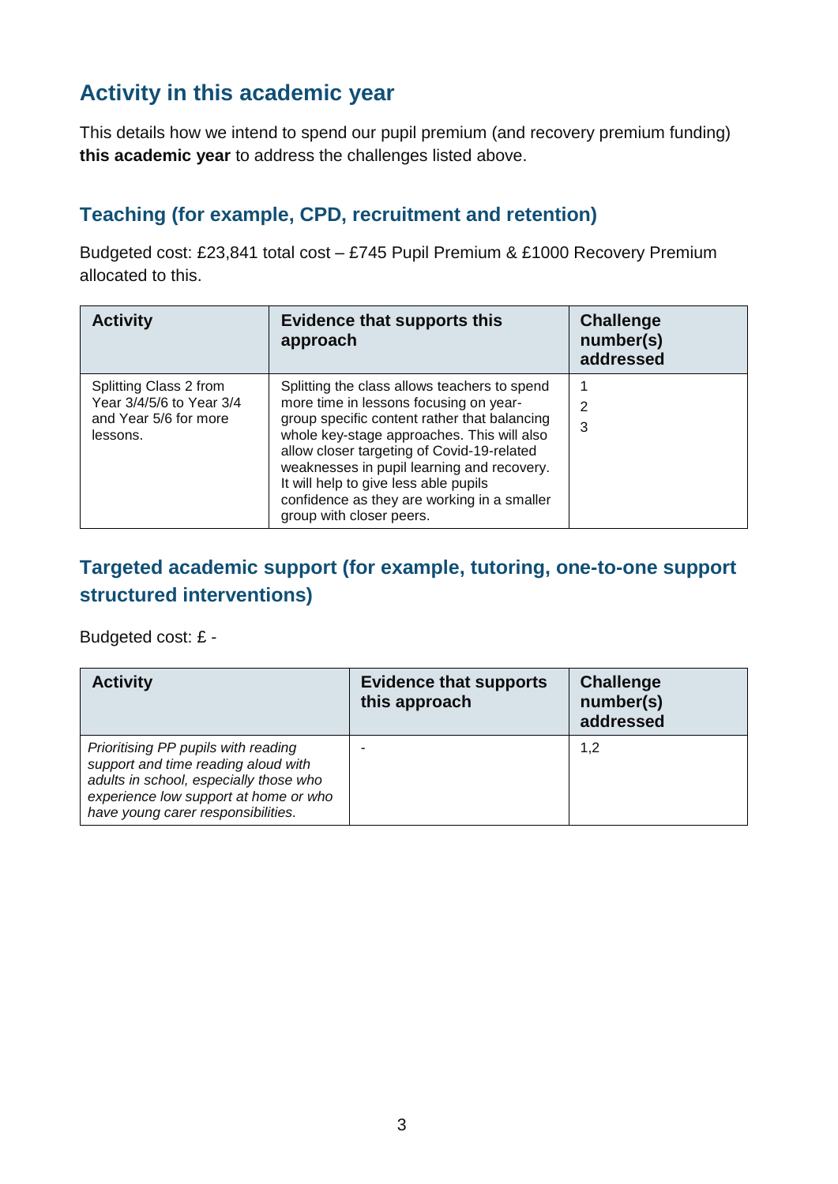## Activity in this academic year

This details how we intend to spend our pupil premium (and recovery premium funding) **this academic year** to address the challenges listed above.

### Teaching (for example, CPD, recruitment and retention)

Budgeted cost: £23,841 total cost – £745 Pupil Premium & £1000 Recovery Premium allocated to this.

| Activity | Evidence that supports this approach | Challenge number(s) addressed |
|---|---|---|
| Splitting Class 2 from Year 3/4/5/6 to Year 3/4 and Year 5/6 for more lessons. | Splitting the class allows teachers to spend more time in lessons focusing on year-group specific content rather that balancing whole key-stage approaches. This will also allow closer targeting of Covid-19-related weaknesses in pupil learning and recovery. It will help to give less able pupils confidence as they are working in a smaller group with closer peers. | 1<br>2<br>3 |

### Targeted academic support (for example, tutoring, one-to-one support structured interventions)

Budgeted cost: £ -

| Activity | Evidence that supports this approach | Challenge number(s) addressed |
|---|---|---|
| *Prioritising PP pupils with reading support and time reading aloud with adults in school, especially those who experience low support at home or who have young carer responsibilities.* | - | 1,2 |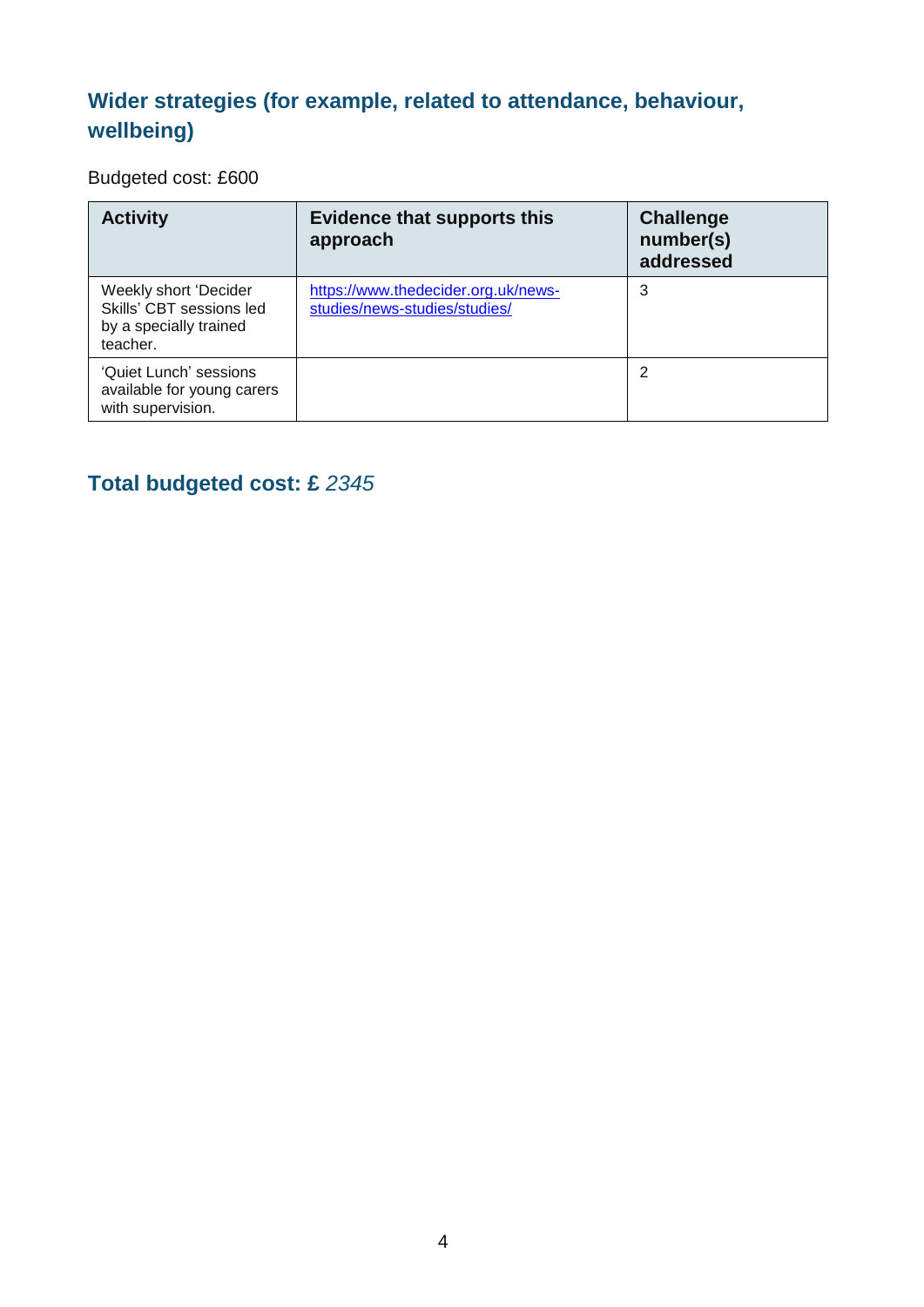## Wider strategies (for example, related to attendance, behaviour, wellbeing)

Budgeted cost: £600

| Activity | Evidence that supports this approach | Challenge number(s) addressed |
| --- | --- | --- |
| Weekly short 'Decider Skills' CBT sessions led by a specially trained teacher. | https://www.thedecider.org.uk/news-studies/news-studies/studies/ | 3 |
| 'Quiet Lunch' sessions available for young carers with supervision. | | 2 |

## Total budgeted cost: £ *2345*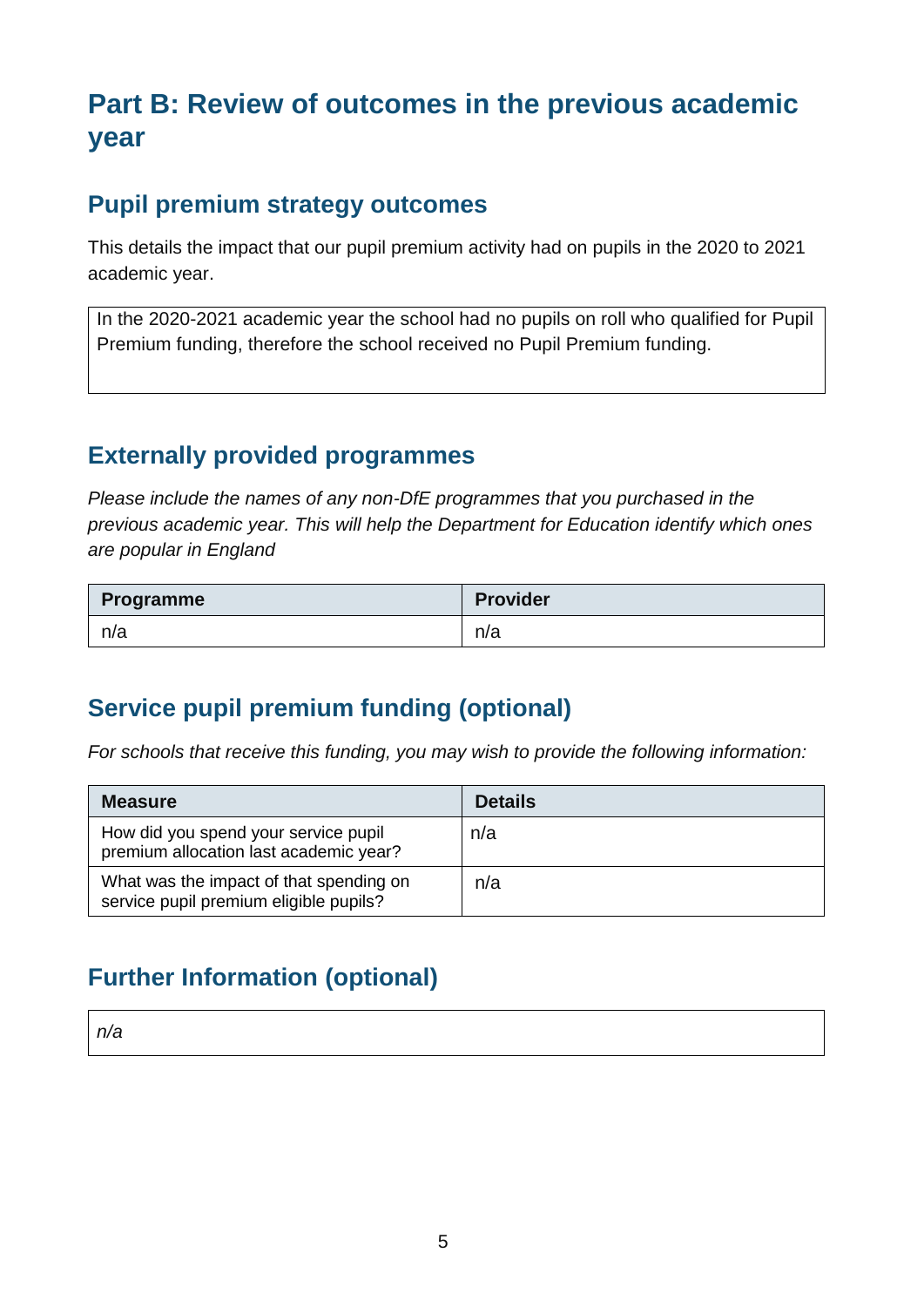# Part B: Review of outcomes in the previous academic year

## Pupil premium strategy outcomes

This details the impact that our pupil premium activity had on pupils in the 2020 to 2021 academic year.

| |
|---|
| In the 2020-2021 academic year the school had no pupils on roll who qualified for Pupil Premium funding, therefore the school received no Pupil Premium funding. |

## Externally provided programmes

*Please include the names of any non-DfE programmes that you purchased in the previous academic year. This will help the Department for Education identify which ones are popular in England*

| Programme | Provider |
|---|---|
| n/a | n/a |

## Service pupil premium funding (optional)

*For schools that receive this funding, you may wish to provide the following information:*

| Measure | Details |
|---|---|
| How did you spend your service pupil premium allocation last academic year? | n/a |
| What was the impact of that spending on service pupil premium eligible pupils? | n/a |

## Further Information (optional)

| |
|---|
| *n/a* |